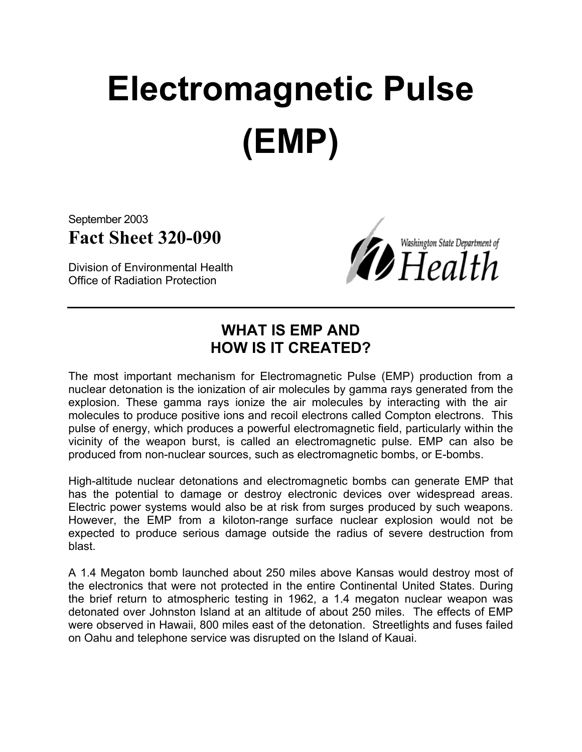# Electromagnetic Pulse (EMP)

September 2003

**Fact Sheet 320-090**

Division of Environmental Health
Office of Radiation Protection

Washington State Department of Health

---

## WHAT IS EMP AND HOW IS IT CREATED?

The most important mechanism for Electromagnetic Pulse (EMP) production from a nuclear detonation is the ionization of air molecules by gamma rays generated from the explosion. These gamma rays ionize the air molecules by interacting with the air molecules to produce positive ions and recoil electrons called Compton electrons. This pulse of energy, which produces a powerful electromagnetic field, particularly within the vicinity of the weapon burst, is called an electromagnetic pulse. EMP can also be produced from non-nuclear sources, such as electromagnetic bombs, or E-bombs.

High-altitude nuclear detonations and electromagnetic bombs can generate EMP that has the potential to damage or destroy electronic devices over widespread areas. Electric power systems would also be at risk from surges produced by such weapons. However, the EMP from a kiloton-range surface nuclear explosion would not be expected to produce serious damage outside the radius of severe destruction from blast.

A 1.4 Megaton bomb launched about 250 miles above Kansas would destroy most of the electronics that were not protected in the entire Continental United States. During the brief return to atmospheric testing in 1962, a 1.4 megaton nuclear weapon was detonated over Johnston Island at an altitude of about 250 miles. The effects of EMP were observed in Hawaii, 800 miles east of the detonation. Streetlights and fuses failed on Oahu and telephone service was disrupted on the Island of Kauai.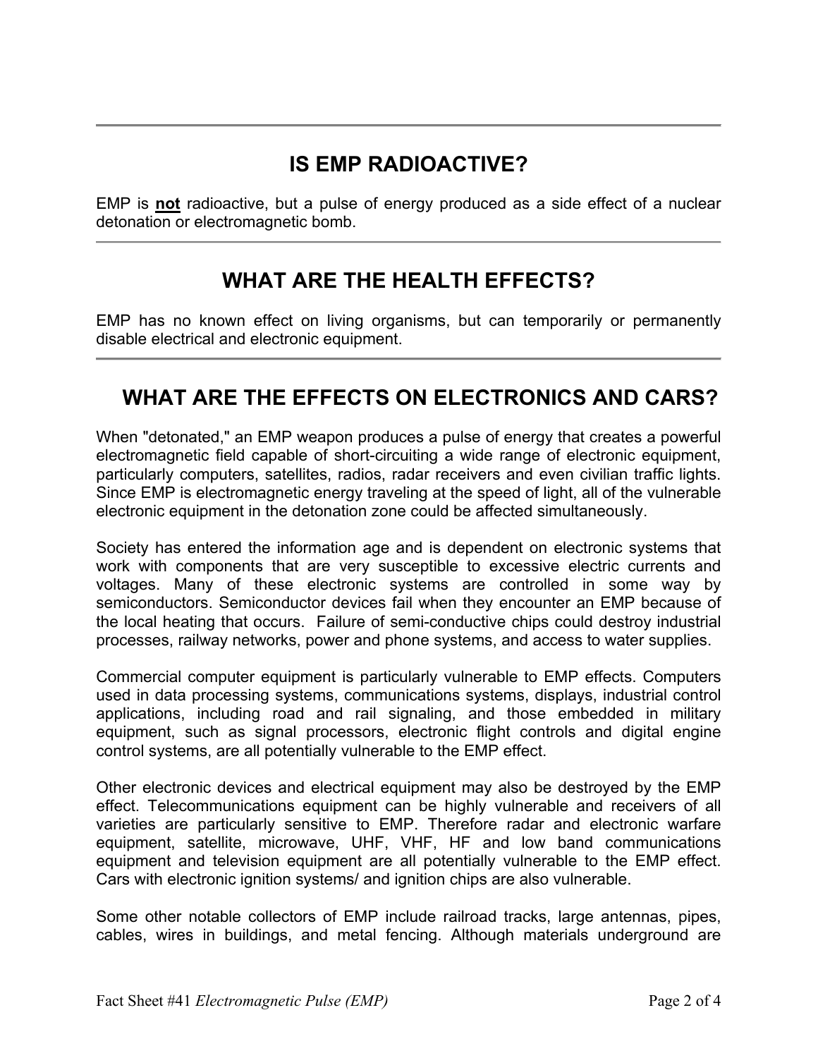## IS EMP RADIOACTIVE?

EMP is **not** radioactive, but a pulse of energy produced as a side effect of a nuclear detonation or electromagnetic bomb.

## WHAT ARE THE HEALTH EFFECTS?

EMP has no known effect on living organisms, but can temporarily or permanently disable electrical and electronic equipment.

## WHAT ARE THE EFFECTS ON ELECTRONICS AND CARS?

When "detonated," an EMP weapon produces a pulse of energy that creates a powerful electromagnetic field capable of short-circuiting a wide range of electronic equipment, particularly computers, satellites, radios, radar receivers and even civilian traffic lights. Since EMP is electromagnetic energy traveling at the speed of light, all of the vulnerable electronic equipment in the detonation zone could be affected simultaneously.

Society has entered the information age and is dependent on electronic systems that work with components that are very susceptible to excessive electric currents and voltages. Many of these electronic systems are controlled in some way by semiconductors. Semiconductor devices fail when they encounter an EMP because of the local heating that occurs. Failure of semi-conductive chips could destroy industrial processes, railway networks, power and phone systems, and access to water supplies.

Commercial computer equipment is particularly vulnerable to EMP effects. Computers used in data processing systems, communications systems, displays, industrial control applications, including road and rail signaling, and those embedded in military equipment, such as signal processors, electronic flight controls and digital engine control systems, are all potentially vulnerable to the EMP effect.

Other electronic devices and electrical equipment may also be destroyed by the EMP effect. Telecommunications equipment can be highly vulnerable and receivers of all varieties are particularly sensitive to EMP. Therefore radar and electronic warfare equipment, satellite, microwave, UHF, VHF, HF and low band communications equipment and television equipment are all potentially vulnerable to the EMP effect. Cars with electronic ignition systems/ and ignition chips are also vulnerable.

Some other notable collectors of EMP include railroad tracks, large antennas, pipes, cables, wires in buildings, and metal fencing. Although materials underground are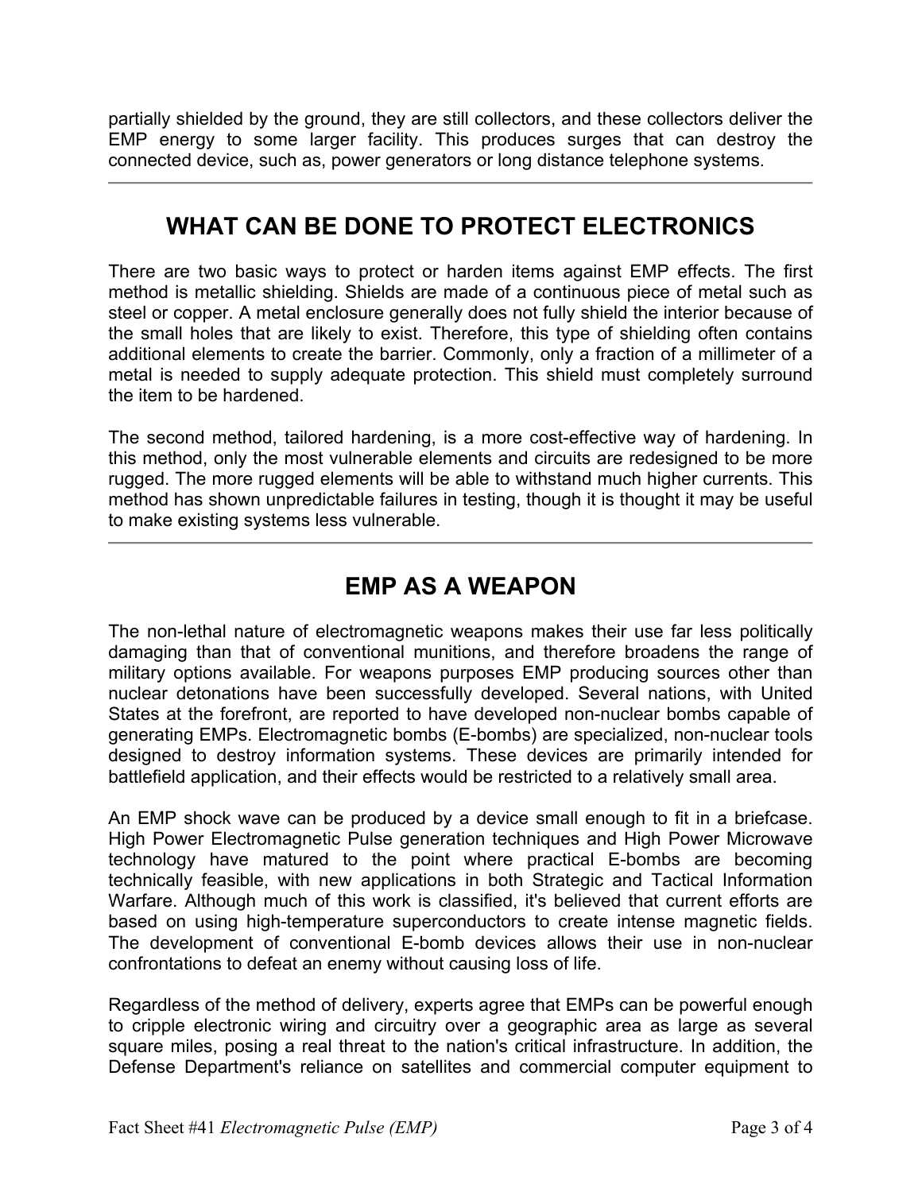partially shielded by the ground, they are still collectors, and these collectors deliver the EMP energy to some larger facility. This produces surges that can destroy the connected device, such as, power generators or long distance telephone systems.

---

## WHAT CAN BE DONE TO PROTECT ELECTRONICS

There are two basic ways to protect or harden items against EMP effects. The first method is metallic shielding. Shields are made of a continuous piece of metal such as steel or copper. A metal enclosure generally does not fully shield the interior because of the small holes that are likely to exist. Therefore, this type of shielding often contains additional elements to create the barrier. Commonly, only a fraction of a millimeter of a metal is needed to supply adequate protection. This shield must completely surround the item to be hardened.

The second method, tailored hardening, is a more cost-effective way of hardening. In this method, only the most vulnerable elements and circuits are redesigned to be more rugged. The more rugged elements will be able to withstand much higher currents. This method has shown unpredictable failures in testing, though it is thought it may be useful to make existing systems less vulnerable.

---

## EMP AS A WEAPON

The non-lethal nature of electromagnetic weapons makes their use far less politically damaging than that of conventional munitions, and therefore broadens the range of military options available. For weapons purposes EMP producing sources other than nuclear detonations have been successfully developed. Several nations, with United States at the forefront, are reported to have developed non-nuclear bombs capable of generating EMPs. Electromagnetic bombs (E-bombs) are specialized, non-nuclear tools designed to destroy information systems. These devices are primarily intended for battlefield application, and their effects would be restricted to a relatively small area.

An EMP shock wave can be produced by a device small enough to fit in a briefcase. High Power Electromagnetic Pulse generation techniques and High Power Microwave technology have matured to the point where practical E-bombs are becoming technically feasible, with new applications in both Strategic and Tactical Information Warfare. Although much of this work is classified, it's believed that current efforts are based on using high-temperature superconductors to create intense magnetic fields. The development of conventional E-bomb devices allows their use in non-nuclear confrontations to defeat an enemy without causing loss of life.

Regardless of the method of delivery, experts agree that EMPs can be powerful enough to cripple electronic wiring and circuitry over a geographic area as large as several square miles, posing a real threat to the nation's critical infrastructure. In addition, the Defense Department's reliance on satellites and commercial computer equipment to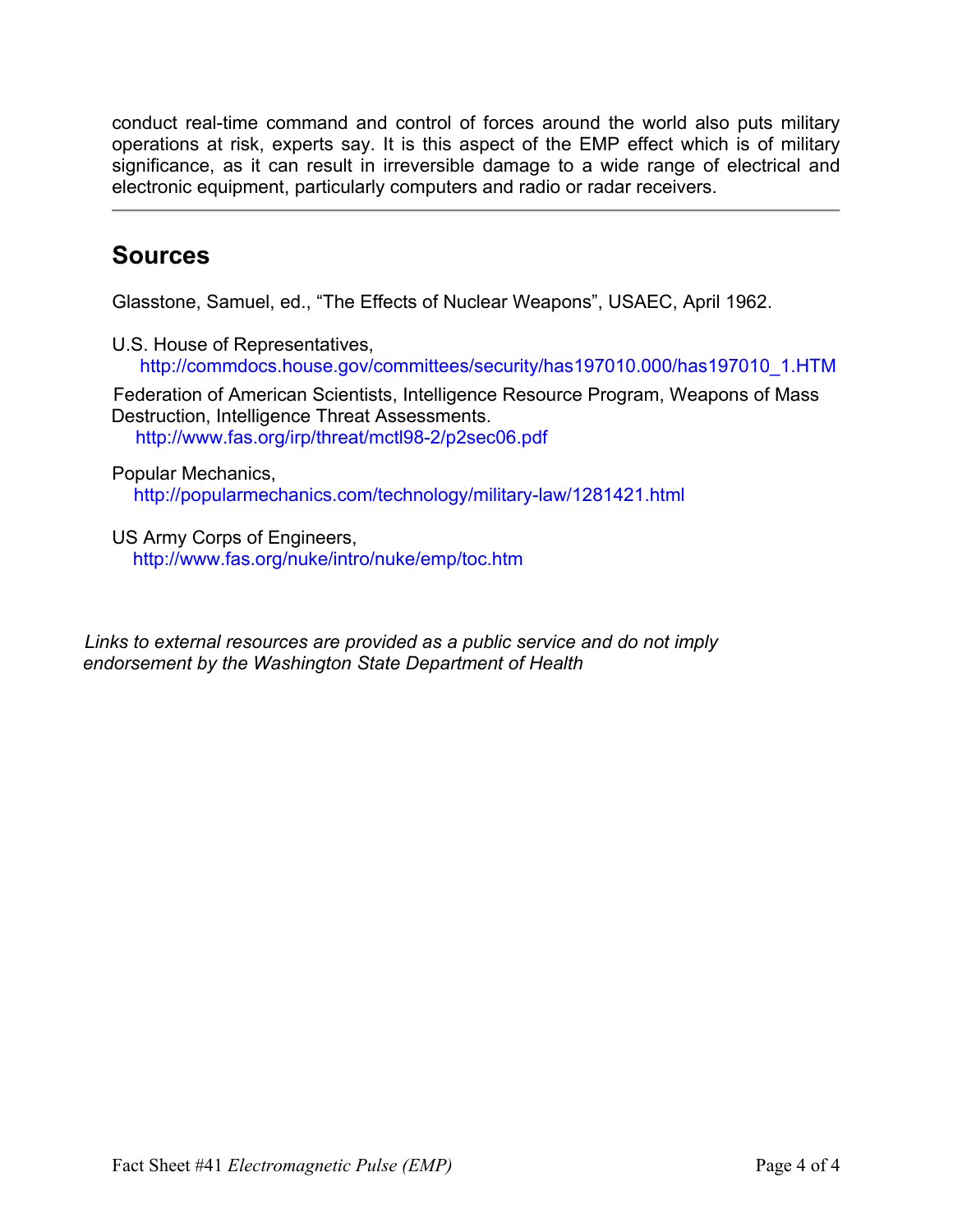conduct real-time command and control of forces around the world also puts military operations at risk, experts say. It is this aspect of the EMP effect which is of military significance, as it can result in irreversible damage to a wide range of electrical and electronic equipment, particularly computers and radio or radar receivers.

---

## Sources

Glasstone, Samuel, ed., "The Effects of Nuclear Weapons", USAEC, April 1962.

U.S. House of Representatives,
http://commdocs.house.gov/committees/security/has197010.000/has197010_1.HTM

Federation of American Scientists, Intelligence Resource Program, Weapons of Mass Destruction, Intelligence Threat Assessments.
http://www.fas.org/irp/threat/mctl98-2/p2sec06.pdf

Popular Mechanics,
http://popularmechanics.com/technology/military-law/1281421.html

US Army Corps of Engineers,
http://www.fas.org/nuke/intro/nuke/emp/toc.htm

*Links to external resources are provided as a public service and do not imply endorsement by the Washington State Department of Health*